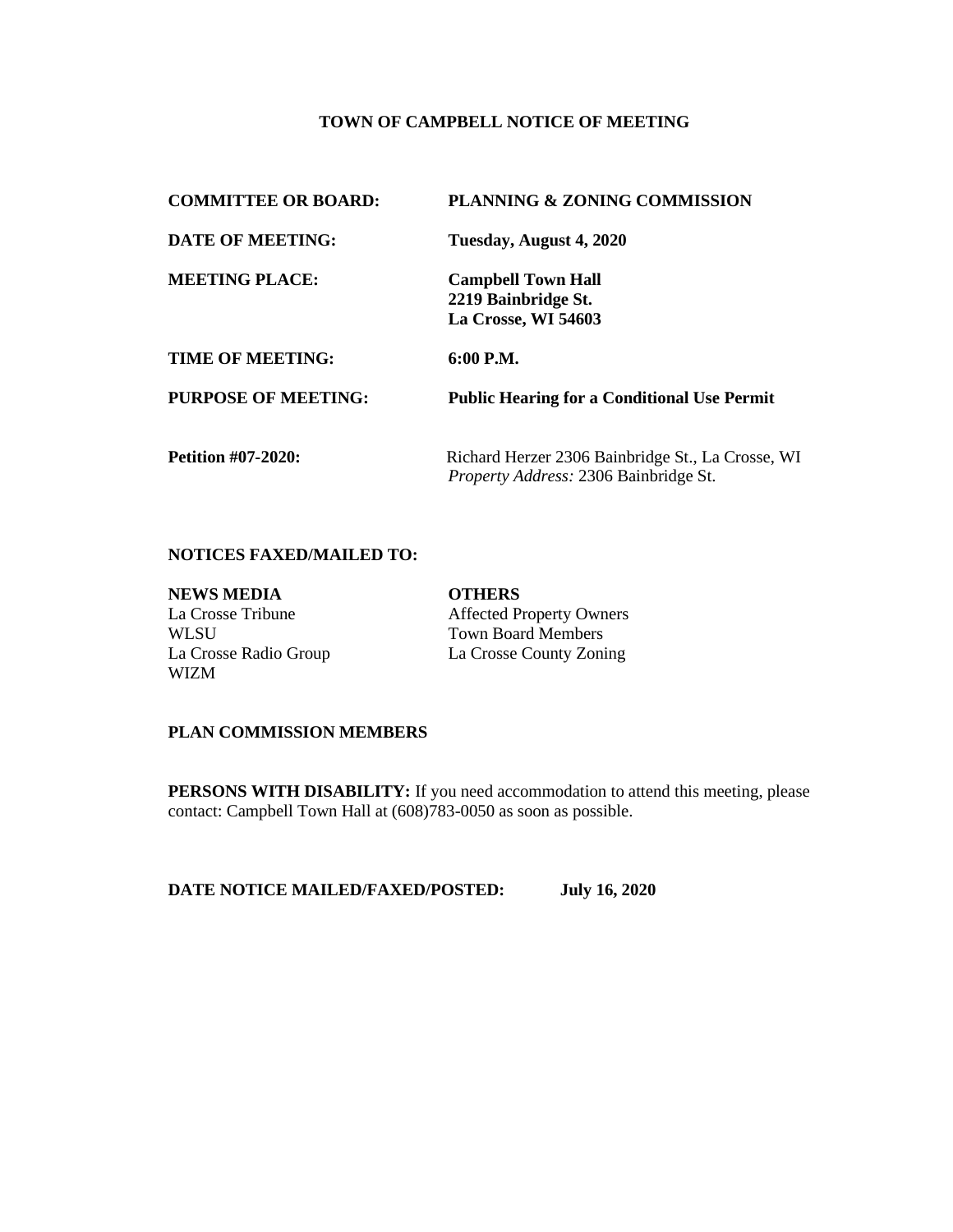# TOWN OF CAMPBELL NOTICE OF MEETING

**COMMITTEE OR BOARD:** **PLANNING & ZONING COMMISSION**

**DATE OF MEETING:** **Tuesday, August 4, 2020**

**MEETING PLACE:** **Campbell Town Hall**
**2219 Bainbridge St.**
**La Crosse, WI 54603**

**TIME OF MEETING:** **6:00 P.M.**

**PURPOSE OF MEETING:** **Public Hearing for a Conditional Use Permit**

**Petition #07-2020:** Richard Herzer 2306 Bainbridge St., La Crosse, WI
*Property Address:* 2306 Bainbridge St.

**NOTICES FAXED/MAILED TO:**

| **NEWS MEDIA** | **OTHERS** |
|---|---|
| La Crosse Tribune | Affected Property Owners |
| WLSU | Town Board Members |
| La Crosse Radio Group | La Crosse County Zoning |
| WIZM | |

**PLAN COMMISSION MEMBERS**

**PERSONS WITH DISABILITY:** If you need accommodation to attend this meeting, please contact: Campbell Town Hall at (608)783-0050 as soon as possible.

**DATE NOTICE MAILED/FAXED/POSTED:** **July 16, 2020**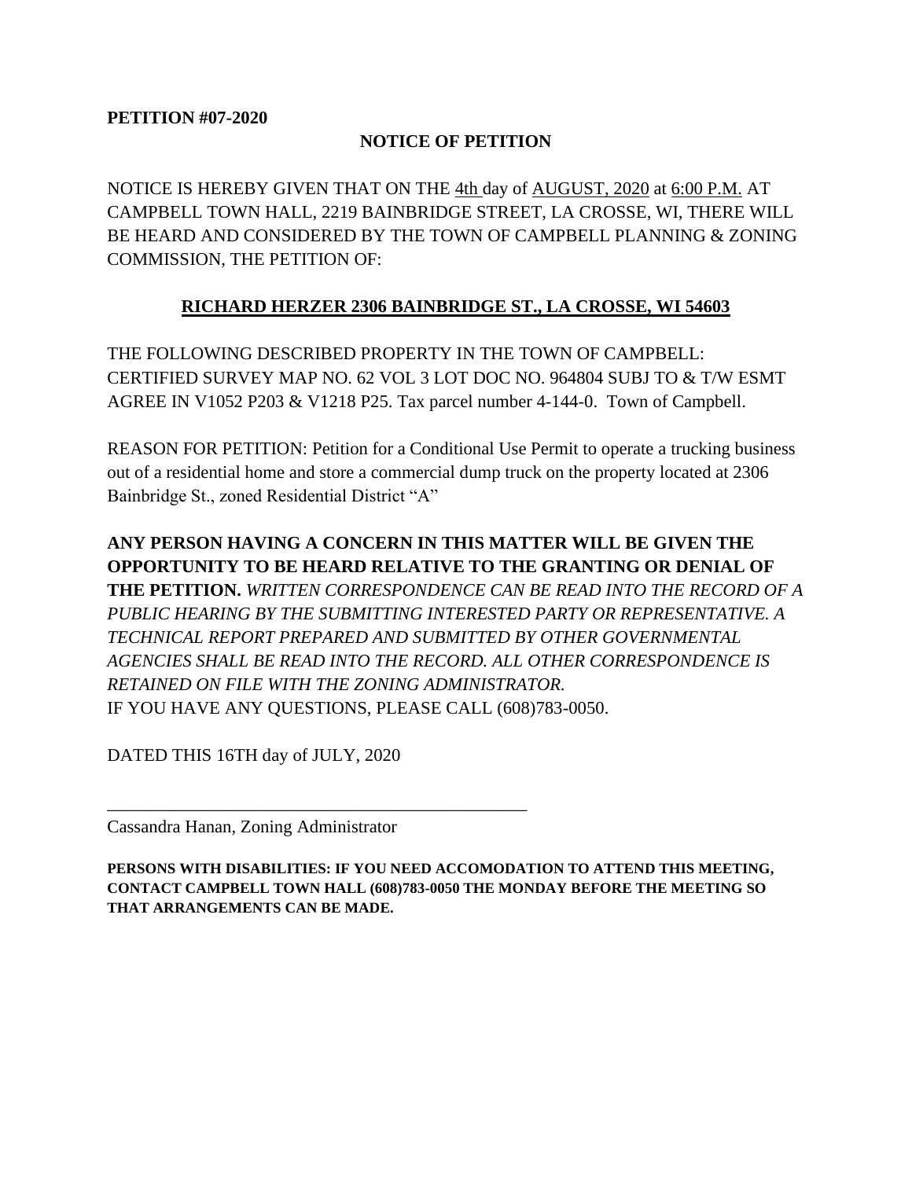**PETITION #07-2020**

**NOTICE OF PETITION**

NOTICE IS HEREBY GIVEN THAT ON THE 4th day of AUGUST, 2020 at 6:00 P.M. AT CAMPBELL TOWN HALL, 2219 BAINBRIDGE STREET, LA CROSSE, WI, THERE WILL BE HEARD AND CONSIDERED BY THE TOWN OF CAMPBELL PLANNING & ZONING COMMISSION, THE PETITION OF:

**RICHARD HERZER 2306 BAINBRIDGE ST., LA CROSSE, WI 54603**

THE FOLLOWING DESCRIBED PROPERTY IN THE TOWN OF CAMPBELL: CERTIFIED SURVEY MAP NO. 62 VOL 3 LOT DOC NO. 964804 SUBJ TO & T/W ESMT AGREE IN V1052 P203 & V1218 P25. Tax parcel number 4-144-0. Town of Campbell.

REASON FOR PETITION: Petition for a Conditional Use Permit to operate a trucking business out of a residential home and store a commercial dump truck on the property located at 2306 Bainbridge St., zoned Residential District "A"

**ANY PERSON HAVING A CONCERN IN THIS MATTER WILL BE GIVEN THE OPPORTUNITY TO BE HEARD RELATIVE TO THE GRANTING OR DENIAL OF THE PETITION.** *WRITTEN CORRESPONDENCE CAN BE READ INTO THE RECORD OF A PUBLIC HEARING BY THE SUBMITTING INTERESTED PARTY OR REPRESENTATIVE. A TECHNICAL REPORT PREPARED AND SUBMITTED BY OTHER GOVERNMENTAL AGENCIES SHALL BE READ INTO THE RECORD. ALL OTHER CORRESPONDENCE IS RETAINED ON FILE WITH THE ZONING ADMINISTRATOR.*
IF YOU HAVE ANY QUESTIONS, PLEASE CALL (608)783-0050.

DATED THIS 16TH day of JULY, 2020

_______________________________________________

Cassandra Hanan, Zoning Administrator

**PERSONS WITH DISABILITIES: IF YOU NEED ACCOMODATION TO ATTEND THIS MEETING, CONTACT CAMPBELL TOWN HALL (608)783-0050 THE MONDAY BEFORE THE MEETING SO THAT ARRANGEMENTS CAN BE MADE.**